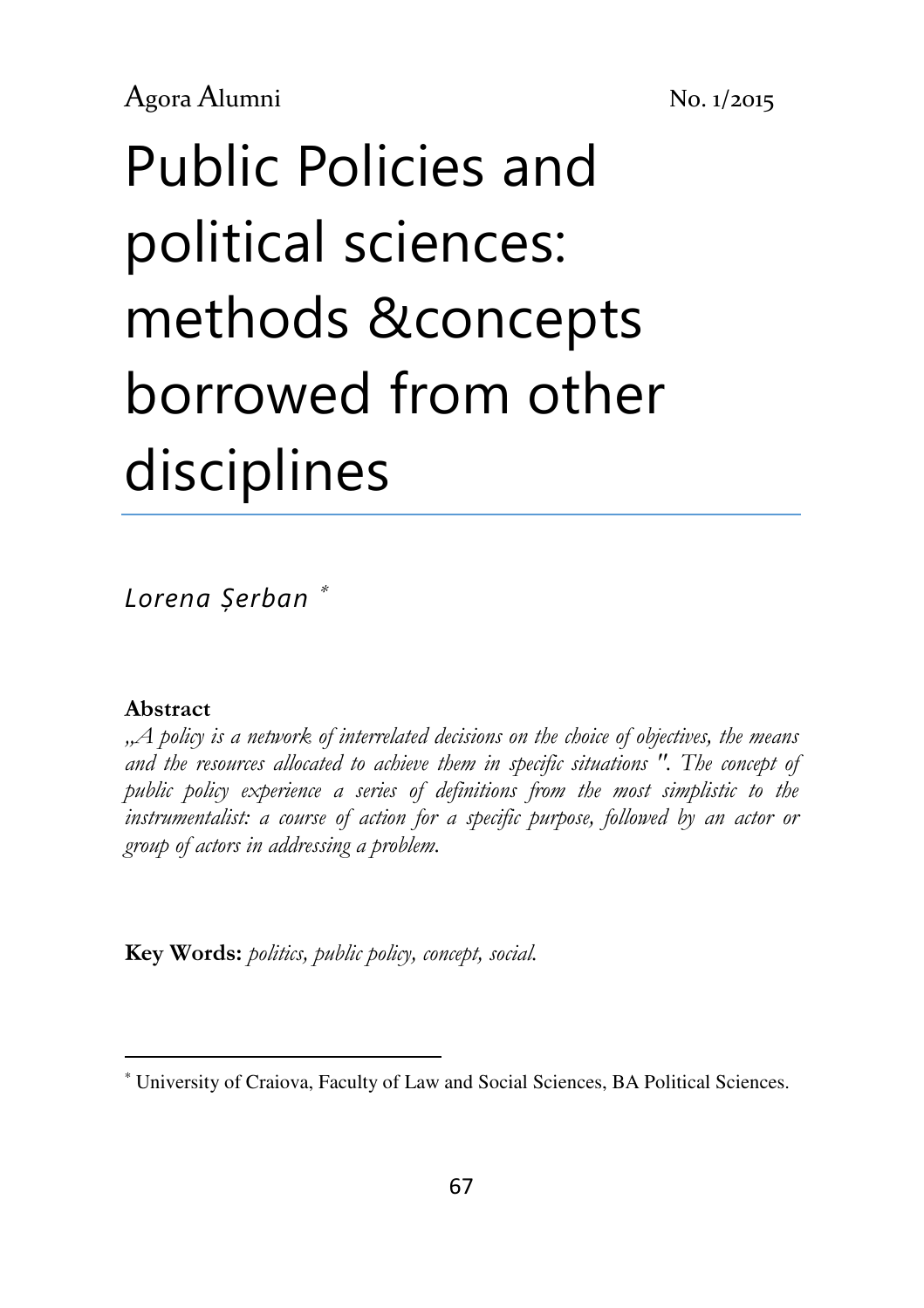# Public Policies and political sciences: methods &concepts borrowed from other disciplines

*Lorena Șerban* [*]

**Abstract**

*„A policy is a network of interrelated decisions on the choice of objectives, the means and the resources allocated to achieve them in specific situations ". The concept of public policy experience a series of definitions from the most simplistic to the instrumentalist: a course of action for a specific purpose, followed by an actor or group of actors in addressing a problem.*

**Key Words:** *politics, public policy, concept, social.*

---

[*] University of Craiova, Faculty of Law and Social Sciences, BA Political Sciences.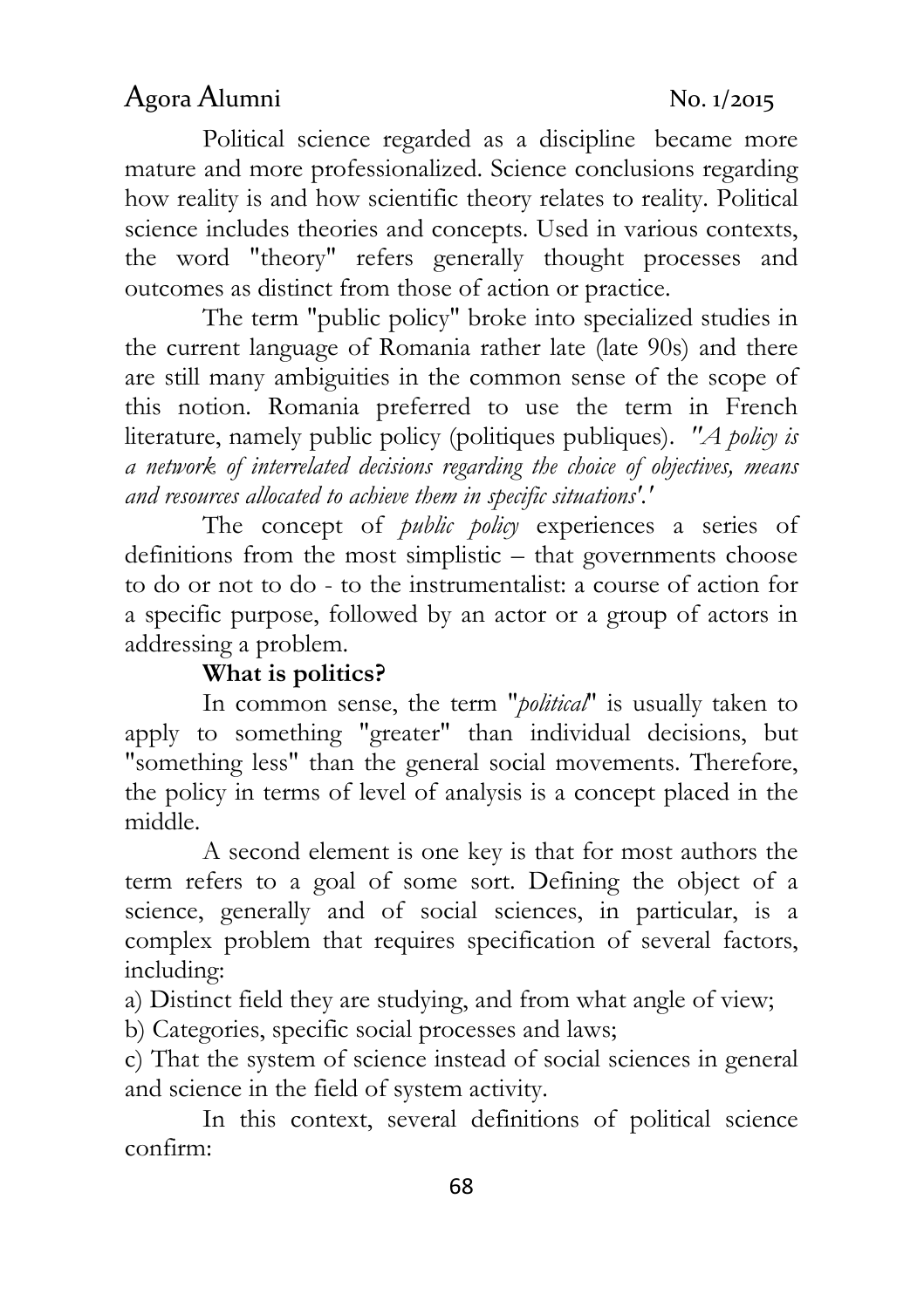Political science regarded as a discipline became more mature and more professionalized. Science conclusions regarding how reality is and how scientific theory relates to reality. Political science includes theories and concepts. Used in various contexts, the word "theory" refers generally thought processes and outcomes as distinct from those of action or practice.

The term "public policy" broke into specialized studies in the current language of Romania rather late (late 90s) and there are still many ambiguities in the common sense of the scope of this notion. Romania preferred to use the term in French literature, namely public policy (politiques publiques). *"A policy is a network of interrelated decisions regarding the choice of objectives, means and resources allocated to achieve them in specific situations'.'*

The concept of *public policy* experiences a series of definitions from the most simplistic – that governments choose to do or not to do - to the instrumentalist: a course of action for a specific purpose, followed by an actor or a group of actors in addressing a problem.

**What is politics?**

In common sense, the term "*political*" is usually taken to apply to something "greater" than individual decisions, but "something less" than the general social movements. Therefore, the policy in terms of level of analysis is a concept placed in the middle.

A second element is one key is that for most authors the term refers to a goal of some sort. Defining the object of a science, generally and of social sciences, in particular, is a complex problem that requires specification of several factors, including:

a) Distinct field they are studying, and from what angle of view;

b) Categories, specific social processes and laws;

c) That the system of science instead of social sciences in general and science in the field of system activity.

In this context, several definitions of political science confirm: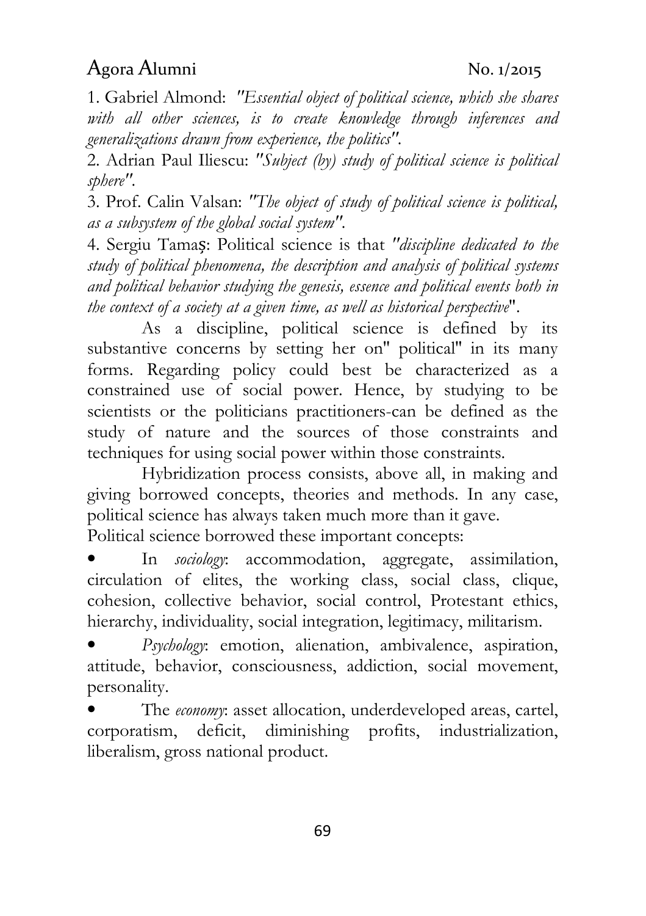1. Gabriel Almond: *"Essential object of political science, which she shares with all other sciences, is to create knowledge through inferences and generalizations drawn from experience, the politics"*.

2. Adrian Paul Iliescu: *"Subject (by) study of political science is political sphere"*.

3. Prof. Calin Valsan: *"The object of study of political science is political, as a subsystem of the global social system"*.

4. Sergiu Tamaș: Political science is that *"discipline dedicated to the study of political phenomena, the description and analysis of political systems and political behavior studying the genesis, essence and political events both in the context of a society at a given time, as well as historical perspective*".

As a discipline, political science is defined by its substantive concerns by setting her on" political" in its many forms. Regarding policy could best be characterized as a constrained use of social power. Hence, by studying to be scientists or the politicians practitioners-can be defined as the study of nature and the sources of those constraints and techniques for using social power within those constraints.

Hybridization process consists, above all, in making and giving borrowed concepts, theories and methods. In any case, political science has always taken much more than it gave.

Political science borrowed these important concepts:

- In *sociology*: accommodation, aggregate, assimilation, circulation of elites, the working class, social class, clique, cohesion, collective behavior, social control, Protestant ethics, hierarchy, individuality, social integration, legitimacy, militarism.
- *Psychology*: emotion, alienation, ambivalence, aspiration, attitude, behavior, consciousness, addiction, social movement, personality.
- The *economy*: asset allocation, underdeveloped areas, cartel, corporatism, deficit, diminishing profits, industrialization, liberalism, gross national product.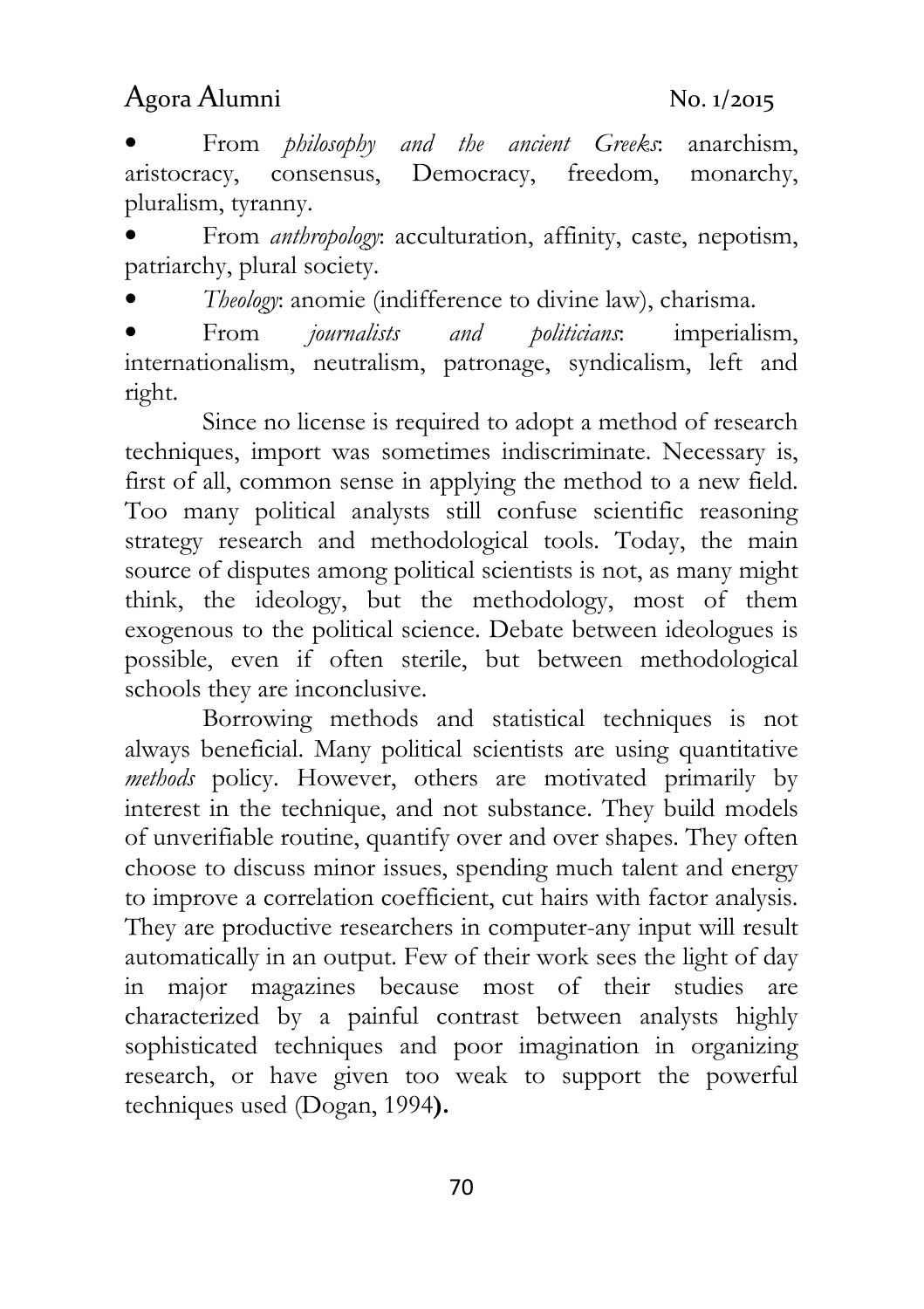- From *philosophy and the ancient Greeks*: anarchism, aristocracy, consensus, Democracy, freedom, monarchy, pluralism, tyranny.
- From *anthropology*: acculturation, affinity, caste, nepotism, patriarchy, plural society.
- *Theology*: anomie (indifference to divine law), charisma.
- From *journalists and politicians*: imperialism, internationalism, neutralism, patronage, syndicalism, left and right.

Since no license is required to adopt a method of research techniques, import was sometimes indiscriminate. Necessary is, first of all, common sense in applying the method to a new field. Too many political analysts still confuse scientific reasoning strategy research and methodological tools. Today, the main source of disputes among political scientists is not, as many might think, the ideology, but the methodology, most of them exogenous to the political science. Debate between ideologues is possible, even if often sterile, but between methodological schools they are inconclusive.

Borrowing methods and statistical techniques is not always beneficial. Many political scientists are using quantitative *methods* policy. However, others are motivated primarily by interest in the technique, and not substance. They build models of unverifiable routine, quantify over and over shapes. They often choose to discuss minor issues, spending much talent and energy to improve a correlation coefficient, cut hairs with factor analysis. They are productive researchers in computer-any input will result automatically in an output. Few of their work sees the light of day in major magazines because most of their studies are characterized by a painful contrast between analysts highly sophisticated techniques and poor imagination in organizing research, or have given too weak to support the powerful techniques used (Dogan, 1994**).**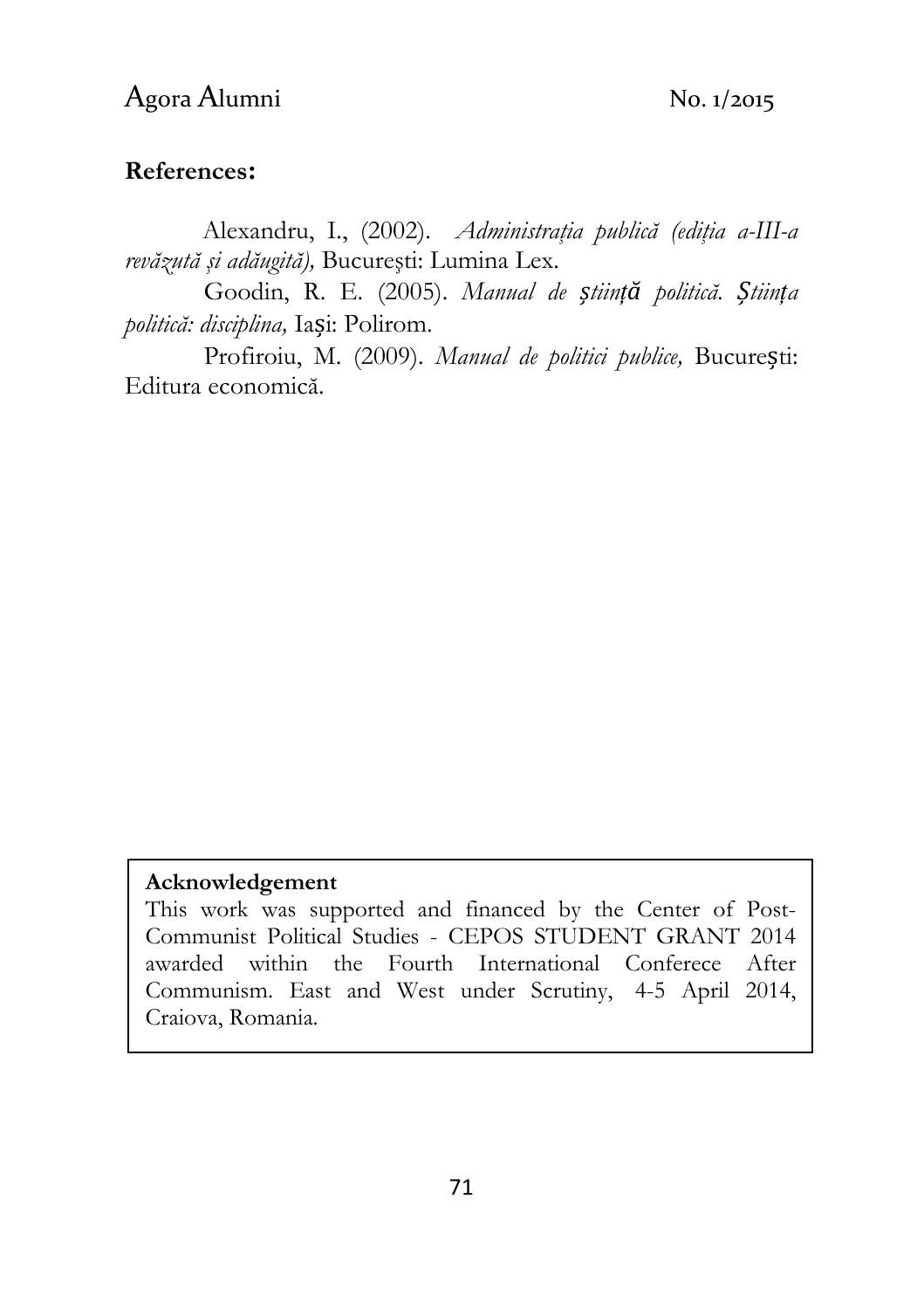**References:**

Alexandru, I., (2002). *Administrația publică (ediția a-III-a revăzută și adăugită),* Bucureşti: Lumina Lex.

Goodin, R. E. (2005). *Manual de știință politică. Știința politică: disciplina,* Iași: Polirom.

Profiroiu, M. (2009). *Manual de politici publice,* București: Editura economică.

**Acknowledgement**

This work was supported and financed by the Center of Post-Communist Political Studies - CEPOS STUDENT GRANT 2014 awarded within the Fourth International Conferece After Communism. East and West under Scrutiny, 4-5 April 2014, Craiova, Romania.